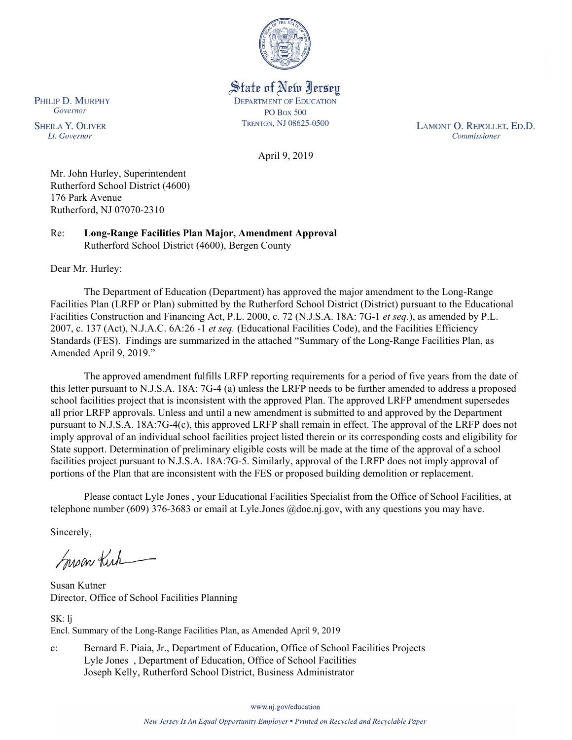State of New Jersey
DEPARTMENT OF EDUCATION
PO BOX 500
TRENTON, NJ 08625-0500

PHILIP D. MURPHY
*Governor*

SHEILA Y. OLIVER
*Lt. Governor*

LAMONT O. REPOLLET, ED.D.
*Commissioner*

April 9, 2019

Mr. John Hurley, Superintendent
Rutherford School District (4600)
176 Park Avenue
Rutherford, NJ 07070-2310

Re: **Long-Range Facilities Plan Major, Amendment Approval**
Rutherford School District (4600), Bergen County

Dear Mr. Hurley:

The Department of Education (Department) has approved the major amendment to the Long-Range Facilities Plan (LRFP or Plan) submitted by the Rutherford School District (District) pursuant to the Educational Facilities Construction and Financing Act, P.L. 2000, c. 72 (N.J.S.A. 18A: 7G-1 *et seq.*), as amended by P.L. 2007, c. 137 (Act), N.J.A.C. 6A:26 -1 *et seq.* (Educational Facilities Code), and the Facilities Efficiency Standards (FES). Findings are summarized in the attached "Summary of the Long-Range Facilities Plan, as Amended April 9, 2019."

The approved amendment fulfills LRFP reporting requirements for a period of five years from the date of this letter pursuant to N.J.S.A. 18A: 7G-4 (a) unless the LRFP needs to be further amended to address a proposed school facilities project that is inconsistent with the approved Plan. The approved LRFP amendment supersedes all prior LRFP approvals. Unless and until a new amendment is submitted to and approved by the Department pursuant to N.J.S.A. 18A:7G-4(c), this approved LRFP shall remain in effect. The approval of the LRFP does not imply approval of an individual school facilities project listed therein or its corresponding costs and eligibility for State support. Determination of preliminary eligible costs will be made at the time of the approval of a school facilities project pursuant to N.J.S.A. 18A:7G-5. Similarly, approval of the LRFP does not imply approval of portions of the Plan that are inconsistent with the FES or proposed building demolition or replacement.

Please contact Lyle Jones , your Educational Facilities Specialist from the Office of School Facilities, at telephone number (609) 376-3683 or email at Lyle.Jones @doe.nj.gov, with any questions you may have.

Sincerely,

Susan Kutner
Director, Office of School Facilities Planning

SK: lj
Encl. Summary of the Long-Range Facilities Plan, as Amended April 9, 2019

c: Bernard E. Piaia, Jr., Department of Education, Office of School Facilities Projects
Lyle Jones , Department of Education, Office of School Facilities
Joseph Kelly, Rutherford School District, Business Administrator

www.nj.gov/education

*New Jersey Is An Equal Opportunity Employer • Printed on Recycled and Recyclable Paper*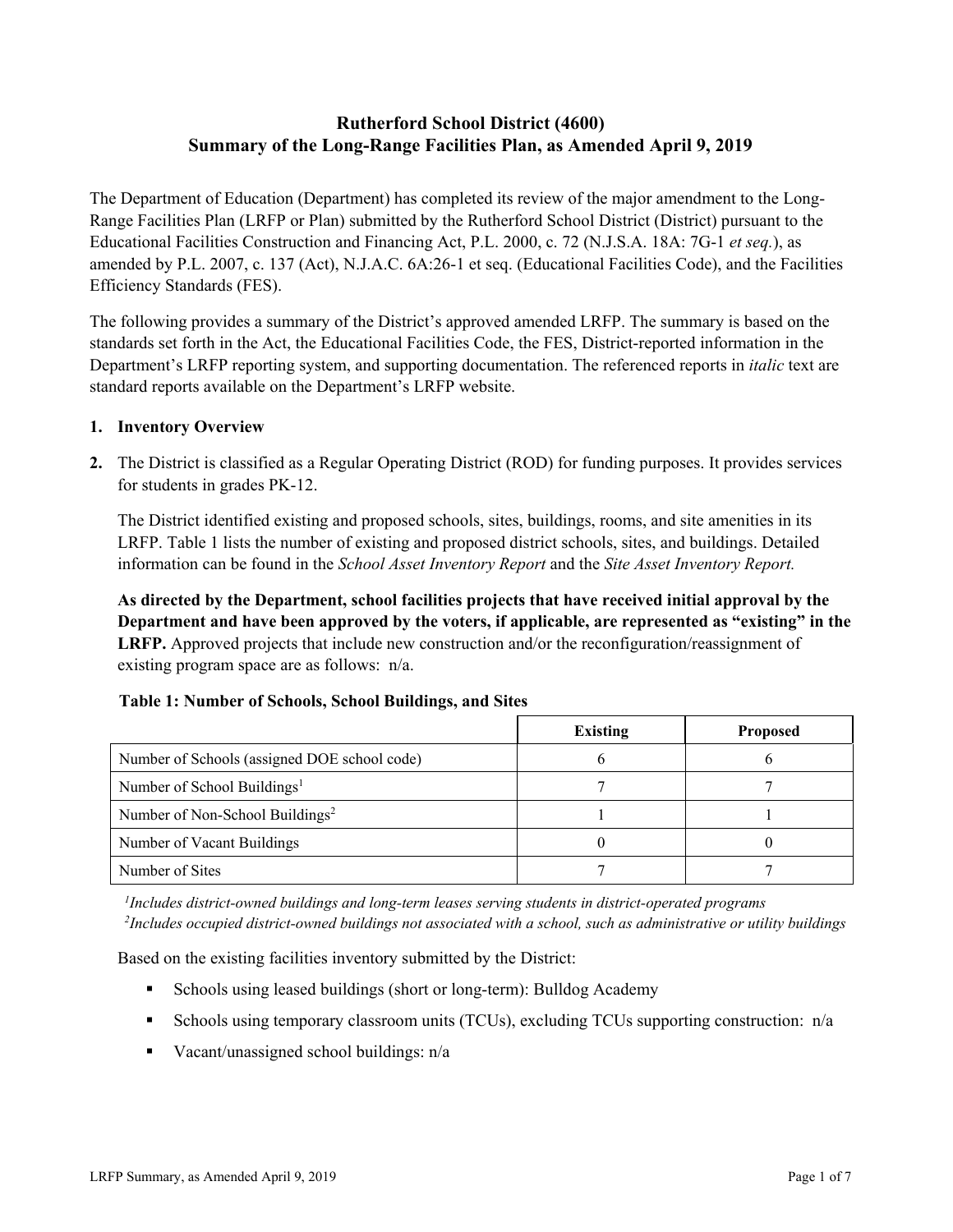# Rutherford School District (4600)
# Summary of the Long-Range Facilities Plan, as Amended April 9, 2019

The Department of Education (Department) has completed its review of the major amendment to the Long-Range Facilities Plan (LRFP or Plan) submitted by the Rutherford School District (District) pursuant to the Educational Facilities Construction and Financing Act, P.L. 2000, c. 72 (N.J.S.A. 18A: 7G-1 *et seq.*), as amended by P.L. 2007, c. 137 (Act), N.J.A.C. 6A:26-1 et seq. (Educational Facilities Code), and the Facilities Efficiency Standards (FES).

The following provides a summary of the District's approved amended LRFP. The summary is based on the standards set forth in the Act, the Educational Facilities Code, the FES, District-reported information in the Department's LRFP reporting system, and supporting documentation. The referenced reports in *italic* text are standard reports available on the Department's LRFP website.

1. **Inventory Overview**

2. The District is classified as a Regular Operating District (ROD) for funding purposes. It provides services for students in grades PK-12.

   The District identified existing and proposed schools, sites, buildings, rooms, and site amenities in its LRFP. Table 1 lists the number of existing and proposed district schools, sites, and buildings. Detailed information can be found in the *School Asset Inventory Report* and the *Site Asset Inventory Report.*

   **As directed by the Department, school facilities projects that have received initial approval by the Department and have been approved by the voters, if applicable, are represented as "existing" in the LRFP.** Approved projects that include new construction and/or the reconfiguration/reassignment of existing program space are as follows: n/a.

**Table 1: Number of Schools, School Buildings, and Sites**

| | Existing | Proposed |
|---|---|---|
| Number of Schools (assigned DOE school code) | 6 | 6 |
| Number of School Buildings[1] | 7 | 7 |
| Number of Non-School Buildings[2] | 1 | 1 |
| Number of Vacant Buildings | 0 | 0 |
| Number of Sites | 7 | 7 |

*[1]Includes district-owned buildings and long-term leases serving students in district-operated programs*
*[2]Includes occupied district-owned buildings not associated with a school, such as administrative or utility buildings*

Based on the existing facilities inventory submitted by the District:

- Schools using leased buildings (short or long-term): Bulldog Academy
- Schools using temporary classroom units (TCUs), excluding TCUs supporting construction: n/a
- Vacant/unassigned school buildings: n/a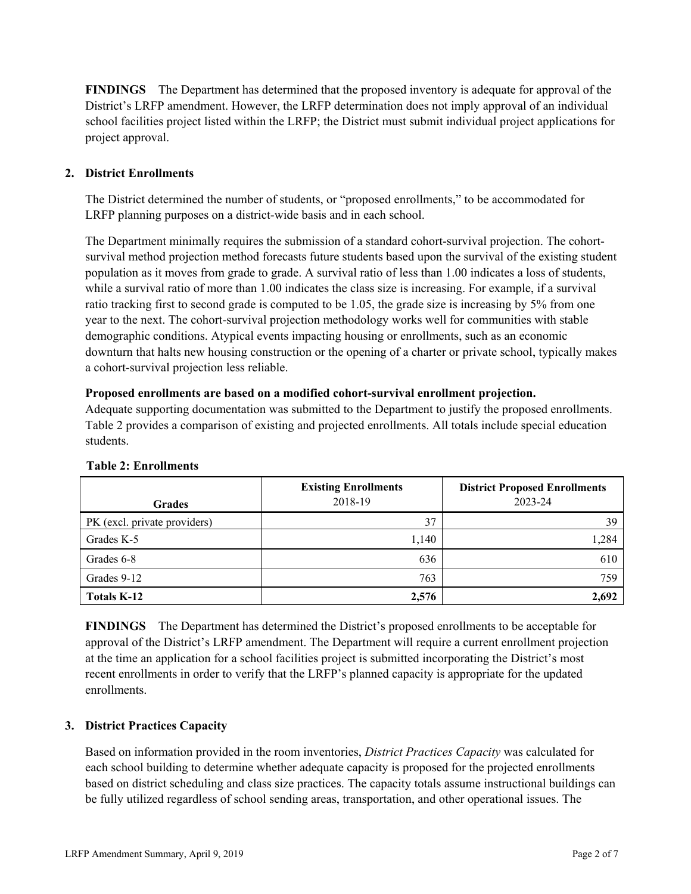**FINDINGS** The Department has determined that the proposed inventory is adequate for approval of the District's LRFP amendment. However, the LRFP determination does not imply approval of an individual school facilities project listed within the LRFP; the District must submit individual project applications for project approval.

## 2. District Enrollments

The District determined the number of students, or "proposed enrollments," to be accommodated for LRFP planning purposes on a district-wide basis and in each school.

The Department minimally requires the submission of a standard cohort-survival projection. The cohort-survival method projection method forecasts future students based upon the survival of the existing student population as it moves from grade to grade. A survival ratio of less than 1.00 indicates a loss of students, while a survival ratio of more than 1.00 indicates the class size is increasing. For example, if a survival ratio tracking first to second grade is computed to be 1.05, the grade size is increasing by 5% from one year to the next. The cohort-survival projection methodology works well for communities with stable demographic conditions. Atypical events impacting housing or enrollments, such as an economic downturn that halts new housing construction or the opening of a charter or private school, typically makes a cohort-survival projection less reliable.

**Proposed enrollments are based on a modified cohort-survival enrollment projection.**
Adequate supporting documentation was submitted to the Department to justify the proposed enrollments. Table 2 provides a comparison of existing and projected enrollments. All totals include special education students.

**Table 2: Enrollments**

| Grades | Existing Enrollments 2018-19 | District Proposed Enrollments 2023-24 |
|---|---|---|
| PK (excl. private providers) | 37 | 39 |
| Grades K-5 | 1,140 | 1,284 |
| Grades 6-8 | 636 | 610 |
| Grades 9-12 | 763 | 759 |
| **Totals K-12** | **2,576** | **2,692** |

**FINDINGS** The Department has determined the District's proposed enrollments to be acceptable for approval of the District's LRFP amendment. The Department will require a current enrollment projection at the time an application for a school facilities project is submitted incorporating the District's most recent enrollments in order to verify that the LRFP's planned capacity is appropriate for the updated enrollments.

## 3. District Practices Capacity

Based on information provided in the room inventories, *District Practices Capacity* was calculated for each school building to determine whether adequate capacity is proposed for the projected enrollments based on district scheduling and class size practices. The capacity totals assume instructional buildings can be fully utilized regardless of school sending areas, transportation, and other operational issues. The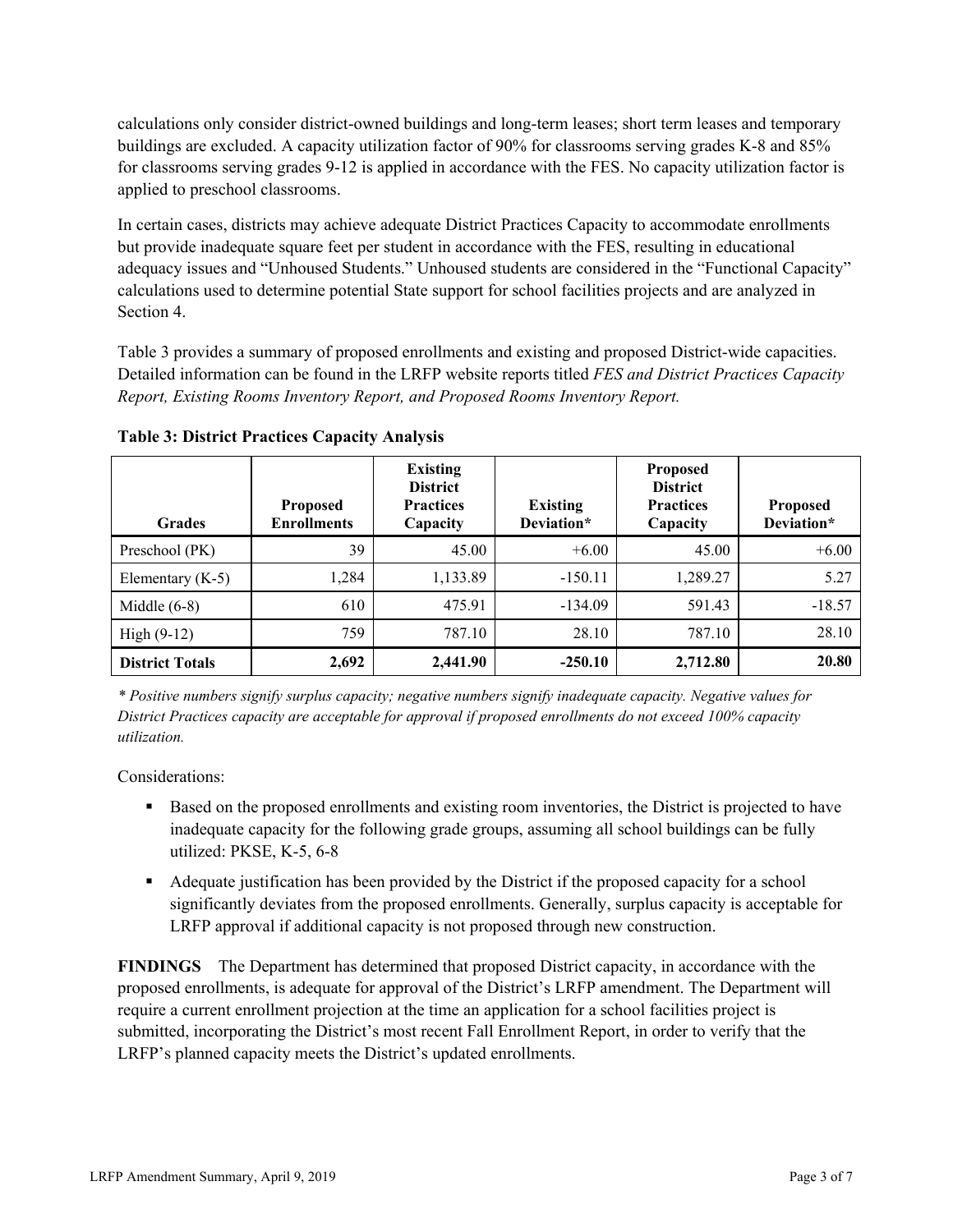calculations only consider district-owned buildings and long-term leases; short term leases and temporary buildings are excluded. A capacity utilization factor of 90% for classrooms serving grades K-8 and 85% for classrooms serving grades 9-12 is applied in accordance with the FES. No capacity utilization factor is applied to preschool classrooms.

In certain cases, districts may achieve adequate District Practices Capacity to accommodate enrollments but provide inadequate square feet per student in accordance with the FES, resulting in educational adequacy issues and "Unhoused Students." Unhoused students are considered in the "Functional Capacity" calculations used to determine potential State support for school facilities projects and are analyzed in Section 4.

Table 3 provides a summary of proposed enrollments and existing and proposed District-wide capacities. Detailed information can be found in the LRFP website reports titled *FES and District Practices Capacity Report, Existing Rooms Inventory Report, and Proposed Rooms Inventory Report.*

**Table 3: District Practices Capacity Analysis**

| Grades | Proposed Enrollments | Existing District Practices Capacity | Existing Deviation* | Proposed District Practices Capacity | Proposed Deviation* |
|---|---|---|---|---|---|
| Preschool (PK) | 39 | 45.00 | +6.00 | 45.00 | +6.00 |
| Elementary (K-5) | 1,284 | 1,133.89 | -150.11 | 1,289.27 | 5.27 |
| Middle (6-8) | 610 | 475.91 | -134.09 | 591.43 | -18.57 |
| High (9-12) | 759 | 787.10 | 28.10 | 787.10 | 28.10 |
| **District Totals** | **2,692** | **2,441.90** | **-250.10** | **2,712.80** | **20.80** |

*\* Positive numbers signify surplus capacity; negative numbers signify inadequate capacity. Negative values for District Practices capacity are acceptable for approval if proposed enrollments do not exceed 100% capacity utilization.*

Considerations:

- Based on the proposed enrollments and existing room inventories, the District is projected to have inadequate capacity for the following grade groups, assuming all school buildings can be fully utilized: PKSE, K-5, 6-8
- Adequate justification has been provided by the District if the proposed capacity for a school significantly deviates from the proposed enrollments. Generally, surplus capacity is acceptable for LRFP approval if additional capacity is not proposed through new construction.

**FINDINGS** The Department has determined that proposed District capacity, in accordance with the proposed enrollments, is adequate for approval of the District's LRFP amendment. The Department will require a current enrollment projection at the time an application for a school facilities project is submitted, incorporating the District's most recent Fall Enrollment Report, in order to verify that the LRFP's planned capacity meets the District's updated enrollments.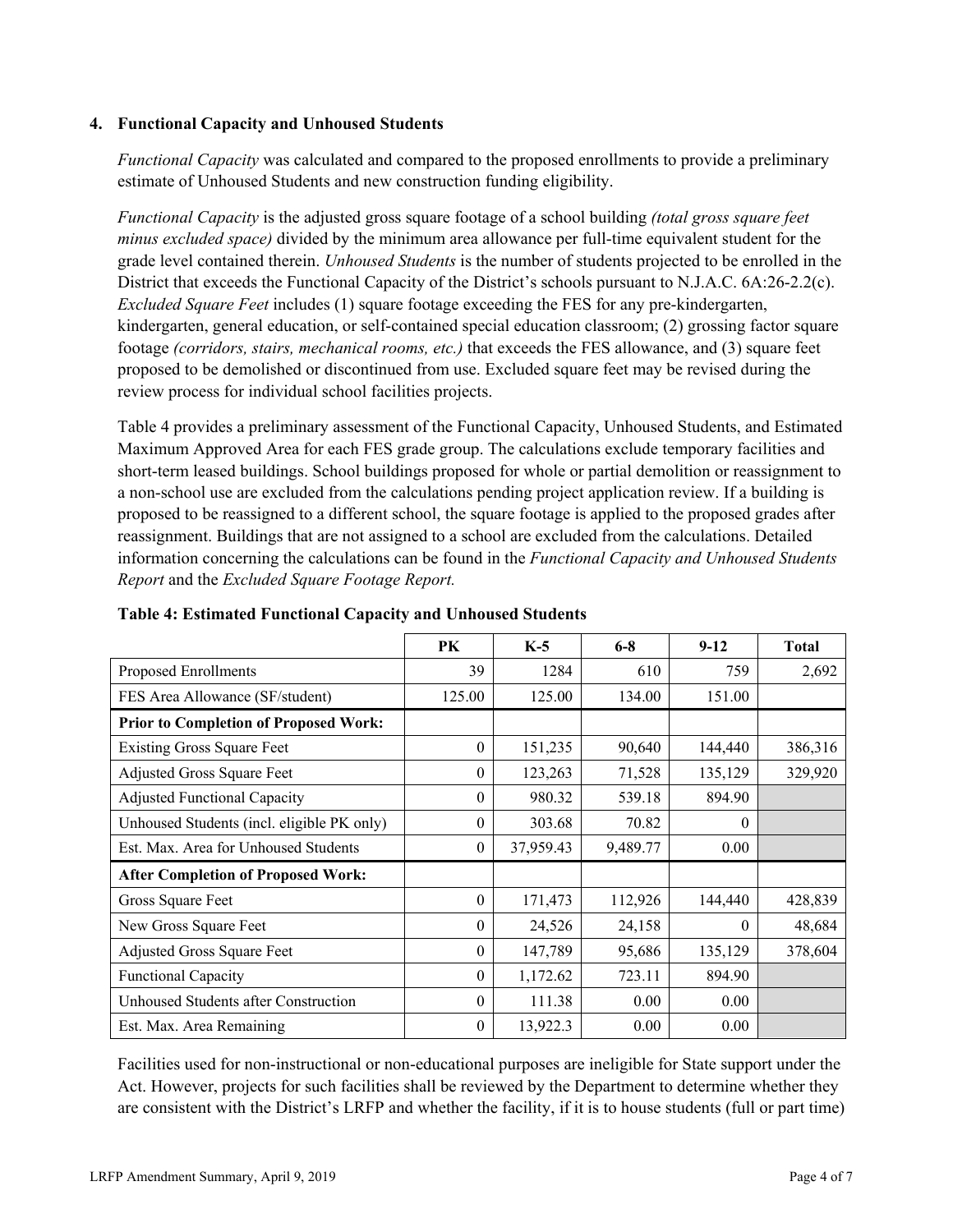### 4. Functional Capacity and Unhoused Students

*Functional Capacity* was calculated and compared to the proposed enrollments to provide a preliminary estimate of Unhoused Students and new construction funding eligibility.

*Functional Capacity* is the adjusted gross square footage of a school building *(total gross square feet minus excluded space)* divided by the minimum area allowance per full-time equivalent student for the grade level contained therein. *Unhoused Students* is the number of students projected to be enrolled in the District that exceeds the Functional Capacity of the District's schools pursuant to N.J.A.C. 6A:26-2.2(c). *Excluded Square Feet* includes (1) square footage exceeding the FES for any pre-kindergarten, kindergarten, general education, or self-contained special education classroom; (2) grossing factor square footage *(corridors, stairs, mechanical rooms, etc.)* that exceeds the FES allowance, and (3) square feet proposed to be demolished or discontinued from use. Excluded square feet may be revised during the review process for individual school facilities projects.

Table 4 provides a preliminary assessment of the Functional Capacity, Unhoused Students, and Estimated Maximum Approved Area for each FES grade group. The calculations exclude temporary facilities and short-term leased buildings. School buildings proposed for whole or partial demolition or reassignment to a non-school use are excluded from the calculations pending project application review. If a building is proposed to be reassigned to a different school, the square footage is applied to the proposed grades after reassignment. Buildings that are not assigned to a school are excluded from the calculations. Detailed information concerning the calculations can be found in the *Functional Capacity and Unhoused Students Report* and the *Excluded Square Footage Report.*

**Table 4: Estimated Functional Capacity and Unhoused Students**

| | PK | K-5 | 6-8 | 9-12 | Total |
|---|---|---|---|---|---|
| Proposed Enrollments | 39 | 1284 | 610 | 759 | 2,692 |
| FES Area Allowance (SF/student) | 125.00 | 125.00 | 134.00 | 151.00 | |
| **Prior to Completion of Proposed Work:** | | | | | |
| Existing Gross Square Feet | 0 | 151,235 | 90,640 | 144,440 | 386,316 |
| Adjusted Gross Square Feet | 0 | 123,263 | 71,528 | 135,129 | 329,920 |
| Adjusted Functional Capacity | 0 | 980.32 | 539.18 | 894.90 | |
| Unhoused Students (incl. eligible PK only) | 0 | 303.68 | 70.82 | 0 | |
| Est. Max. Area for Unhoused Students | 0 | 37,959.43 | 9,489.77 | 0.00 | |
| **After Completion of Proposed Work:** | | | | | |
| Gross Square Feet | 0 | 171,473 | 112,926 | 144,440 | 428,839 |
| New Gross Square Feet | 0 | 24,526 | 24,158 | 0 | 48,684 |
| Adjusted Gross Square Feet | 0 | 147,789 | 95,686 | 135,129 | 378,604 |
| Functional Capacity | 0 | 1,172.62 | 723.11 | 894.90 | |
| Unhoused Students after Construction | 0 | 111.38 | 0.00 | 0.00 | |
| Est. Max. Area Remaining | 0 | 13,922.3 | 0.00 | 0.00 | |

Facilities used for non-instructional or non-educational purposes are ineligible for State support under the Act. However, projects for such facilities shall be reviewed by the Department to determine whether they are consistent with the District's LRFP and whether the facility, if it is to house students (full or part time)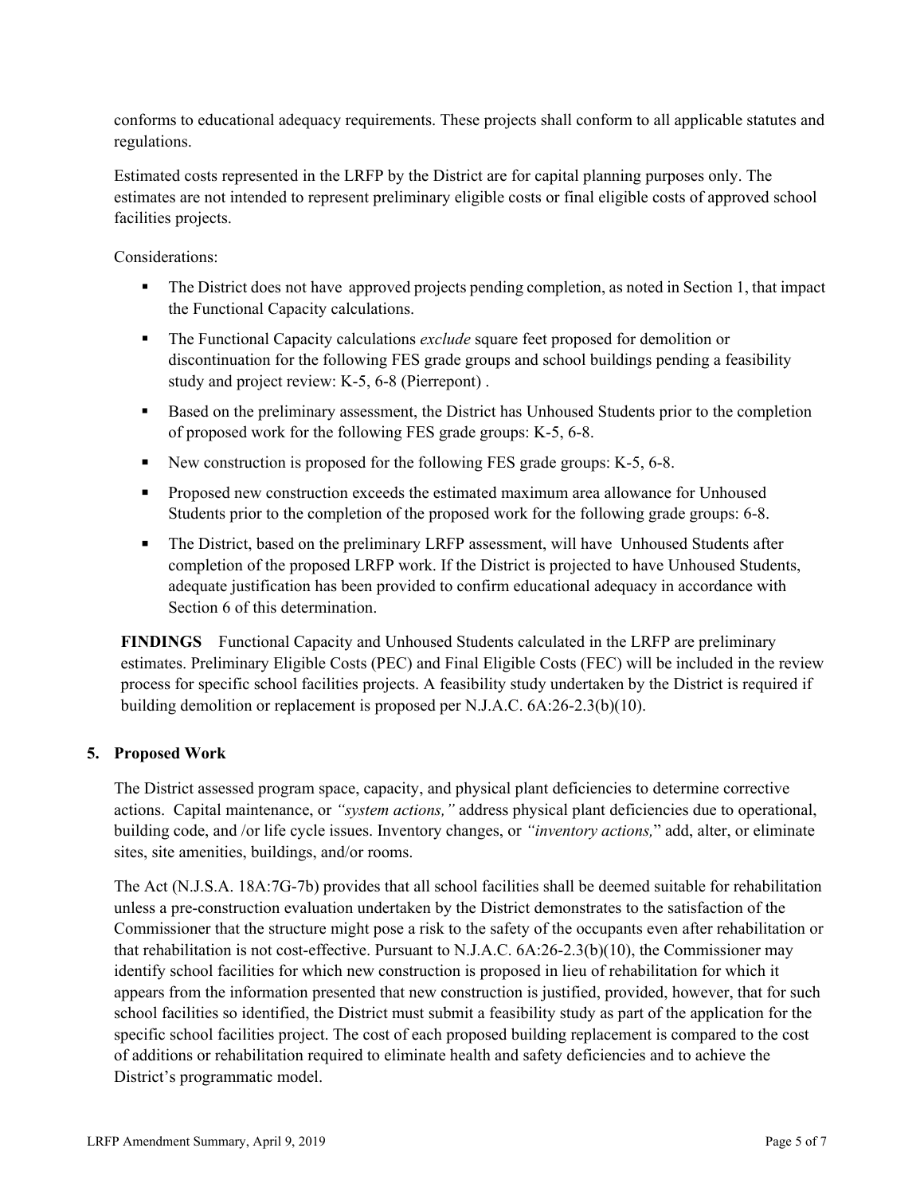conforms to educational adequacy requirements. These projects shall conform to all applicable statutes and regulations.

Estimated costs represented in the LRFP by the District are for capital planning purposes only. The estimates are not intended to represent preliminary eligible costs or final eligible costs of approved school facilities projects.

Considerations:

- The District does not have approved projects pending completion, as noted in Section 1, that impact the Functional Capacity calculations.
- The Functional Capacity calculations *exclude* square feet proposed for demolition or discontinuation for the following FES grade groups and school buildings pending a feasibility study and project review: K-5, 6-8 (Pierrepont) .
- Based on the preliminary assessment, the District has Unhoused Students prior to the completion of proposed work for the following FES grade groups: K-5, 6-8.
- New construction is proposed for the following FES grade groups: K-5, 6-8.
- Proposed new construction exceeds the estimated maximum area allowance for Unhoused Students prior to the completion of the proposed work for the following grade groups: 6-8.
- The District, based on the preliminary LRFP assessment, will have Unhoused Students after completion of the proposed LRFP work. If the District is projected to have Unhoused Students, adequate justification has been provided to confirm educational adequacy in accordance with Section 6 of this determination.

**FINDINGS** Functional Capacity and Unhoused Students calculated in the LRFP are preliminary estimates. Preliminary Eligible Costs (PEC) and Final Eligible Costs (FEC) will be included in the review process for specific school facilities projects. A feasibility study undertaken by the District is required if building demolition or replacement is proposed per N.J.A.C. 6A:26-2.3(b)(10).

## 5. Proposed Work

The District assessed program space, capacity, and physical plant deficiencies to determine corrective actions. Capital maintenance, or *"system actions,"* address physical plant deficiencies due to operational, building code, and /or life cycle issues. Inventory changes, or *"inventory actions,"* add, alter, or eliminate sites, site amenities, buildings, and/or rooms.

The Act (N.J.S.A. 18A:7G-7b) provides that all school facilities shall be deemed suitable for rehabilitation unless a pre-construction evaluation undertaken by the District demonstrates to the satisfaction of the Commissioner that the structure might pose a risk to the safety of the occupants even after rehabilitation or that rehabilitation is not cost-effective. Pursuant to N.J.A.C. 6A:26-2.3(b)(10), the Commissioner may identify school facilities for which new construction is proposed in lieu of rehabilitation for which it appears from the information presented that new construction is justified, provided, however, that for such school facilities so identified, the District must submit a feasibility study as part of the application for the specific school facilities project. The cost of each proposed building replacement is compared to the cost of additions or rehabilitation required to eliminate health and safety deficiencies and to achieve the District's programmatic model.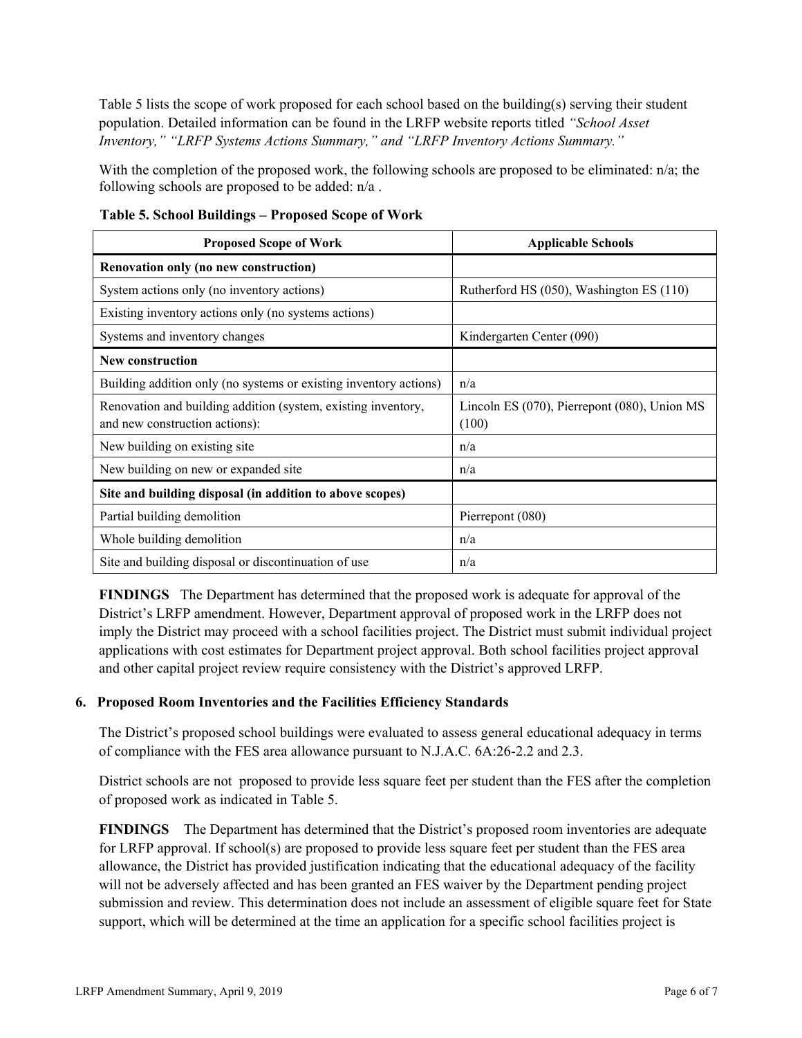Table 5 lists the scope of work proposed for each school based on the building(s) serving their student population. Detailed information can be found in the LRFP website reports titled *"School Asset Inventory," "LRFP Systems Actions Summary," and "LRFP Inventory Actions Summary."*

With the completion of the proposed work, the following schools are proposed to be eliminated: n/a; the following schools are proposed to be added: n/a .

**Table 5. School Buildings – Proposed Scope of Work**

| Proposed Scope of Work | Applicable Schools |
|---|---|
| **Renovation only (no new construction)** | |
| System actions only (no inventory actions) | Rutherford HS (050), Washington ES (110) |
| Existing inventory actions only (no systems actions) | |
| Systems and inventory changes | Kindergarten Center (090) |
| **New construction** | |
| Building addition only (no systems or existing inventory actions) | n/a |
| Renovation and building addition (system, existing inventory, and new construction actions): | Lincoln ES (070), Pierrepont (080), Union MS (100) |
| New building on existing site | n/a |
| New building on new or expanded site | n/a |
| **Site and building disposal (in addition to above scopes)** | |
| Partial building demolition | Pierrepont (080) |
| Whole building demolition | n/a |
| Site and building disposal or discontinuation of use | n/a |

**FINDINGS** The Department has determined that the proposed work is adequate for approval of the District's LRFP amendment. However, Department approval of proposed work in the LRFP does not imply the District may proceed with a school facilities project. The District must submit individual project applications with cost estimates for Department project approval. Both school facilities project approval and other capital project review require consistency with the District's approved LRFP.

### 6. Proposed Room Inventories and the Facilities Efficiency Standards

The District's proposed school buildings were evaluated to assess general educational adequacy in terms of compliance with the FES area allowance pursuant to N.J.A.C. 6A:26-2.2 and 2.3.

District schools are not proposed to provide less square feet per student than the FES after the completion of proposed work as indicated in Table 5.

**FINDINGS** The Department has determined that the District's proposed room inventories are adequate for LRFP approval. If school(s) are proposed to provide less square feet per student than the FES area allowance, the District has provided justification indicating that the educational adequacy of the facility will not be adversely affected and has been granted an FES waiver by the Department pending project submission and review. This determination does not include an assessment of eligible square feet for State support, which will be determined at the time an application for a specific school facilities project is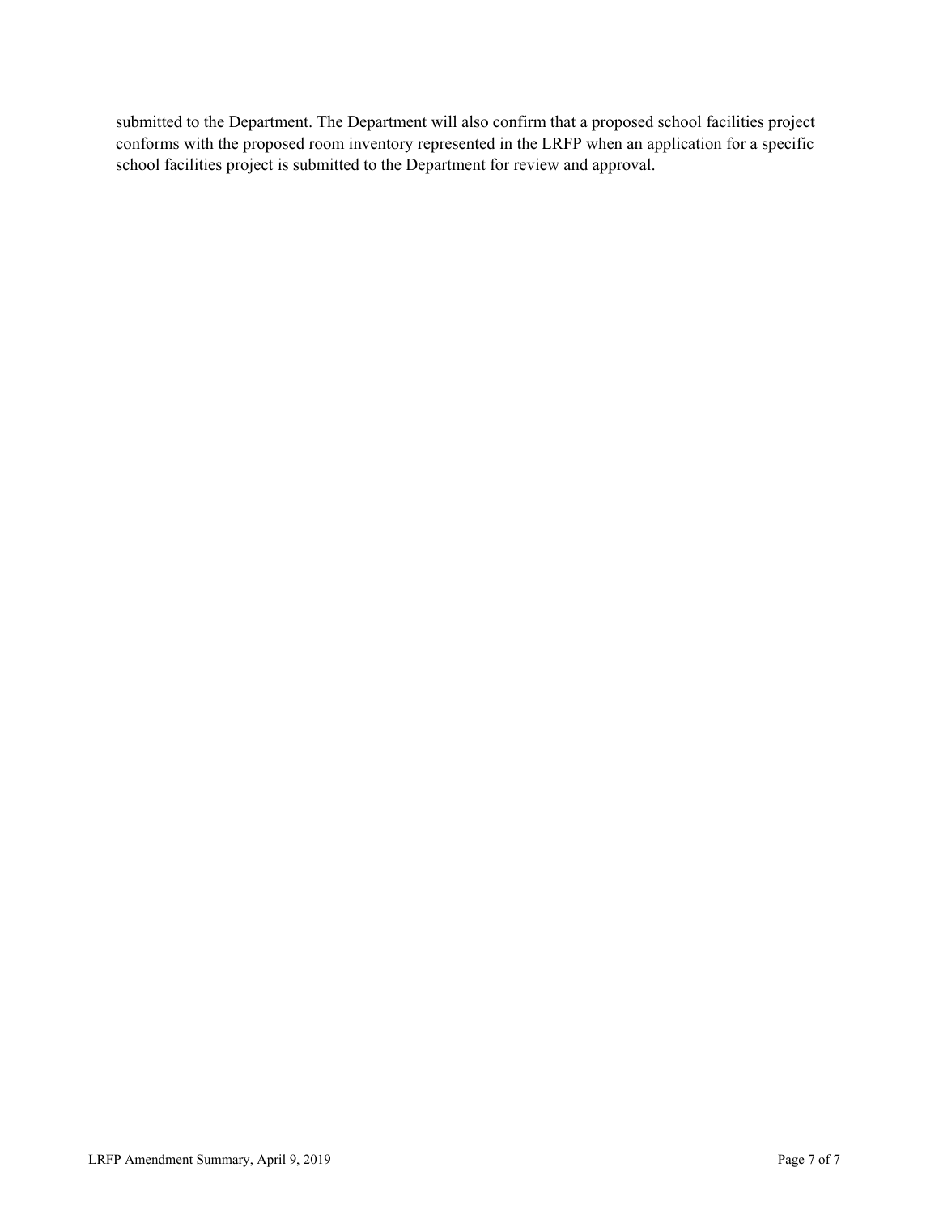submitted to the Department. The Department will also confirm that a proposed school facilities project conforms with the proposed room inventory represented in the LRFP when an application for a specific school facilities project is submitted to the Department for review and approval.